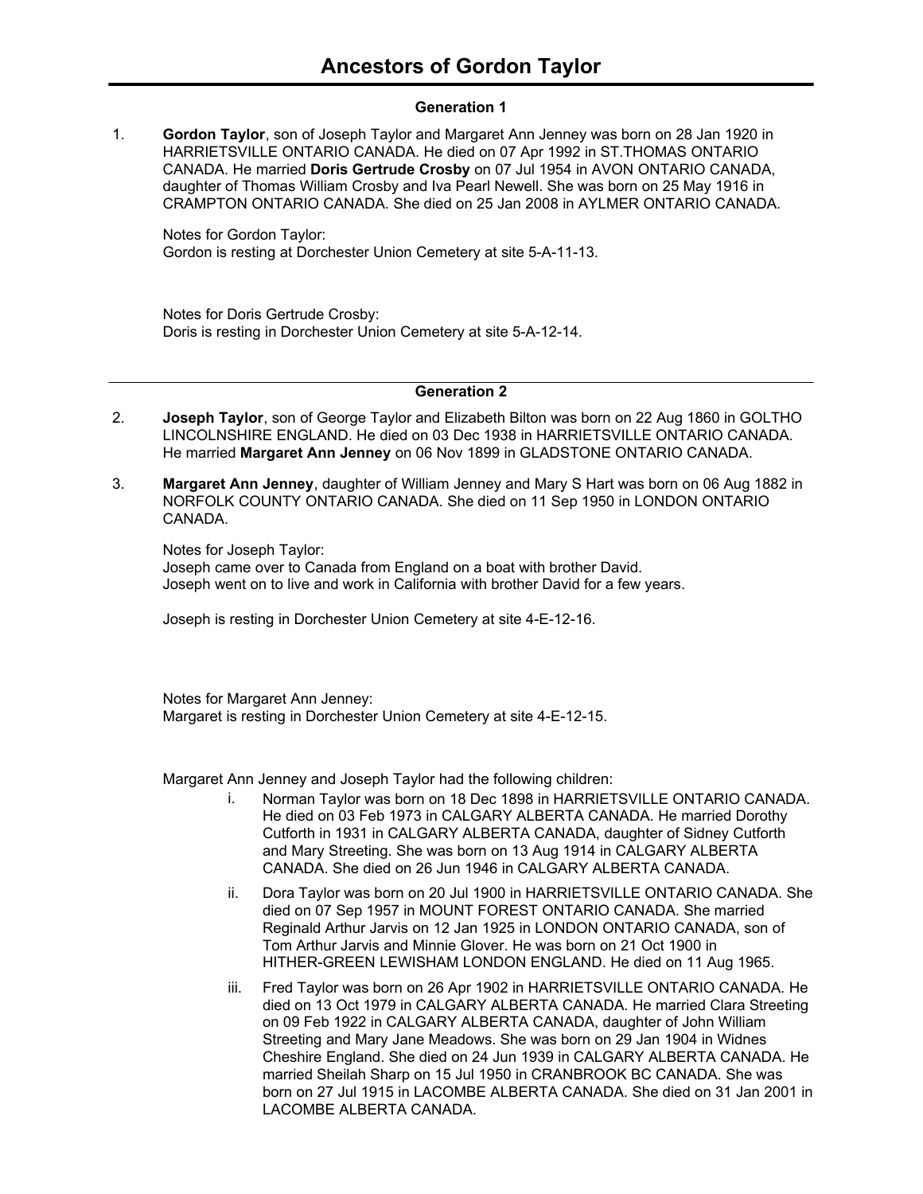# Ancestors of Gordon Taylor

## Generation 1

1. **Gordon Taylor**, son of Joseph Taylor and Margaret Ann Jenney was born on 28 Jan 1920 in HARRIETSVILLE ONTARIO CANADA. He died on 07 Apr 1992 in ST.THOMAS ONTARIO CANADA. He married **Doris Gertrude Crosby** on 07 Jul 1954 in AVON ONTARIO CANADA, daughter of Thomas William Crosby and Iva Pearl Newell. She was born on 25 May 1916 in CRAMPTON ONTARIO CANADA. She died on 25 Jan 2008 in AYLMER ONTARIO CANADA.

   Notes for Gordon Taylor:
   Gordon is resting at Dorchester Union Cemetery at site 5-A-11-13.

   Notes for Doris Gertrude Crosby:
   Doris is resting in Dorchester Union Cemetery at site 5-A-12-14.

---

## Generation 2

2. **Joseph Taylor**, son of George Taylor and Elizabeth Bilton was born on 22 Aug 1860 in GOLTHO LINCOLNSHIRE ENGLAND. He died on 03 Dec 1938 in HARRIETSVILLE ONTARIO CANADA. He married **Margaret Ann Jenney** on 06 Nov 1899 in GLADSTONE ONTARIO CANADA.

3. **Margaret Ann Jenney**, daughter of William Jenney and Mary S Hart was born on 06 Aug 1882 in NORFOLK COUNTY ONTARIO CANADA. She died on 11 Sep 1950 in LONDON ONTARIO CANADA.

   Notes for Joseph Taylor:
   Joseph came over to Canada from England on a boat with brother David.
   Joseph went on to live and work in California with brother David for a few years.

   Joseph is resting in Dorchester Union Cemetery at site 4-E-12-16.

   Notes for Margaret Ann Jenney:
   Margaret is resting in Dorchester Union Cemetery at site 4-E-12-15.

   Margaret Ann Jenney and Joseph Taylor had the following children:

   i. Norman Taylor was born on 18 Dec 1898 in HARRIETSVILLE ONTARIO CANADA. He died on 03 Feb 1973 in CALGARY ALBERTA CANADA. He married Dorothy Cutforth in 1931 in CALGARY ALBERTA CANADA, daughter of Sidney Cutforth and Mary Streeting. She was born on 13 Aug 1914 in CALGARY ALBERTA CANADA. She died on 26 Jun 1946 in CALGARY ALBERTA CANADA.

   ii. Dora Taylor was born on 20 Jul 1900 in HARRIETSVILLE ONTARIO CANADA. She died on 07 Sep 1957 in MOUNT FOREST ONTARIO CANADA. She married Reginald Arthur Jarvis on 12 Jan 1925 in LONDON ONTARIO CANADA, son of Tom Arthur Jarvis and Minnie Glover. He was born on 21 Oct 1900 in HITHER-GREEN LEWISHAM LONDON ENGLAND. He died on 11 Aug 1965.

   iii. Fred Taylor was born on 26 Apr 1902 in HARRIETSVILLE ONTARIO CANADA. He died on 13 Oct 1979 in CALGARY ALBERTA CANADA. He married Clara Streeting on 09 Feb 1922 in CALGARY ALBERTA CANADA, daughter of John William Streeting and Mary Jane Meadows. She was born on 29 Jan 1904 in Widnes Cheshire England. She died on 24 Jun 1939 in CALGARY ALBERTA CANADA. He married Sheilah Sharp on 15 Jul 1950 in CRANBROOK BC CANADA. She was born on 27 Jul 1915 in LACOMBE ALBERTA CANADA. She died on 31 Jan 2001 in LACOMBE ALBERTA CANADA.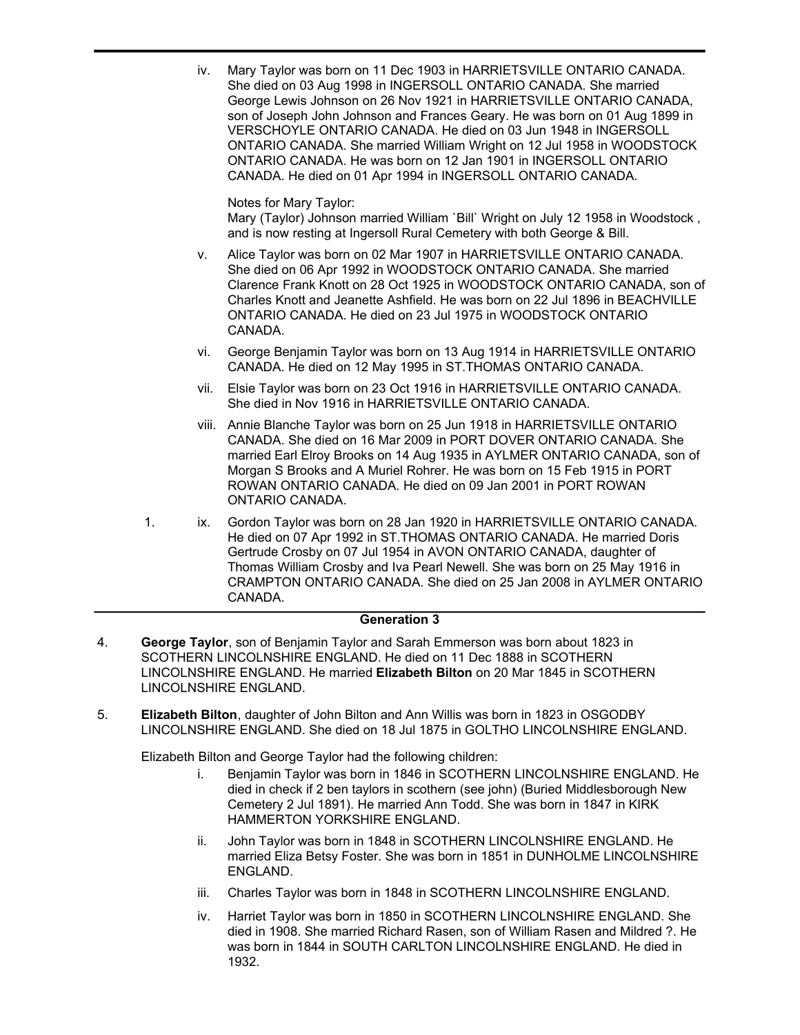iv. Mary Taylor was born on 11 Dec 1903 in HARRIETSVILLE ONTARIO CANADA. She died on 03 Aug 1998 in INGERSOLL ONTARIO CANADA. She married George Lewis Johnson on 26 Nov 1921 in HARRIETSVILLE ONTARIO CANADA, son of Joseph John Johnson and Frances Geary. He was born on 01 Aug 1899 in VERSCHOYLE ONTARIO CANADA. He died on 03 Jun 1948 in INGERSOLL ONTARIO CANADA. She married William Wright on 12 Jul 1958 in WOODSTOCK ONTARIO CANADA. He was born on 12 Jan 1901 in INGERSOLL ONTARIO CANADA. He died on 01 Apr 1994 in INGERSOLL ONTARIO CANADA.

Notes for Mary Taylor:
Mary (Taylor) Johnson married William `Bill` Wright on July 12 1958 in Woodstock , and is now resting at Ingersoll Rural Cemetery with both George & Bill.

v. Alice Taylor was born on 02 Mar 1907 in HARRIETSVILLE ONTARIO CANADA. She died on 06 Apr 1992 in WOODSTOCK ONTARIO CANADA. She married Clarence Frank Knott on 28 Oct 1925 in WOODSTOCK ONTARIO CANADA, son of Charles Knott and Jeanette Ashfield. He was born on 22 Jul 1896 in BEACHVILLE ONTARIO CANADA. He died on 23 Jul 1975 in WOODSTOCK ONTARIO CANADA.

vi. George Benjamin Taylor was born on 13 Aug 1914 in HARRIETSVILLE ONTARIO CANADA. He died on 12 May 1995 in ST.THOMAS ONTARIO CANADA.

vii. Elsie Taylor was born on 23 Oct 1916 in HARRIETSVILLE ONTARIO CANADA. She died in Nov 1916 in HARRIETSVILLE ONTARIO CANADA.

viii. Annie Blanche Taylor was born on 25 Jun 1918 in HARRIETSVILLE ONTARIO CANADA. She died on 16 Mar 2009 in PORT DOVER ONTARIO CANADA. She married Earl Elroy Brooks on 14 Aug 1935 in AYLMER ONTARIO CANADA, son of Morgan S Brooks and A Muriel Rohrer. He was born on 15 Feb 1915 in PORT ROWAN ONTARIO CANADA. He died on 09 Jan 2001 in PORT ROWAN ONTARIO CANADA.

1. ix. Gordon Taylor was born on 28 Jan 1920 in HARRIETSVILLE ONTARIO CANADA. He died on 07 Apr 1992 in ST.THOMAS ONTARIO CANADA. He married Doris Gertrude Crosby on 07 Jul 1954 in AVON ONTARIO CANADA, daughter of Thomas William Crosby and Iva Pearl Newell. She was born on 25 May 1916 in CRAMPTON ONTARIO CANADA. She died on 25 Jan 2008 in AYLMER ONTARIO CANADA.

## Generation 3

4. **George Taylor**, son of Benjamin Taylor and Sarah Emmerson was born about 1823 in SCOTHERN LINCOLNSHIRE ENGLAND. He died on 11 Dec 1888 in SCOTHERN LINCOLNSHIRE ENGLAND. He married **Elizabeth Bilton** on 20 Mar 1845 in SCOTHERN LINCOLNSHIRE ENGLAND.

5. **Elizabeth Bilton**, daughter of John Bilton and Ann Willis was born in 1823 in OSGODBY LINCOLNSHIRE ENGLAND. She died on 18 Jul 1875 in GOLTHO LINCOLNSHIRE ENGLAND.

Elizabeth Bilton and George Taylor had the following children:

i. Benjamin Taylor was born in 1846 in SCOTHERN LINCOLNSHIRE ENGLAND. He died in check if 2 ben taylors in scothern (see john) (Buried Middlesborough New Cemetery 2 Jul 1891). He married Ann Todd. She was born in 1847 in KIRK HAMMERTON YORKSHIRE ENGLAND.

ii. John Taylor was born in 1848 in SCOTHERN LINCOLNSHIRE ENGLAND. He married Eliza Betsy Foster. She was born in 1851 in DUNHOLME LINCOLNSHIRE ENGLAND.

iii. Charles Taylor was born in 1848 in SCOTHERN LINCOLNSHIRE ENGLAND.

iv. Harriet Taylor was born in 1850 in SCOTHERN LINCOLNSHIRE ENGLAND. She died in 1908. She married Richard Rasen, son of William Rasen and Mildred ?. He was born in 1844 in SOUTH CARLTON LINCOLNSHIRE ENGLAND. He died in 1932.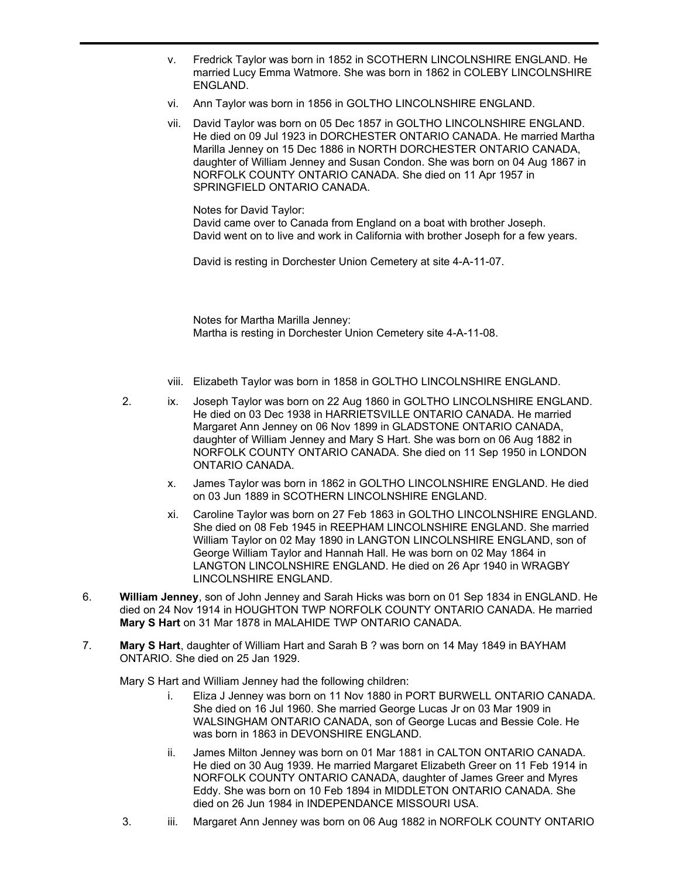v. Fredrick Taylor was born in 1852 in SCOTHERN LINCOLNSHIRE ENGLAND. He married Lucy Emma Watmore. She was born in 1862 in COLEBY LINCOLNSHIRE ENGLAND.

vi. Ann Taylor was born in 1856 in GOLTHO LINCOLNSHIRE ENGLAND.

vii. David Taylor was born on 05 Dec 1857 in GOLTHO LINCOLNSHIRE ENGLAND. He died on 09 Jul 1923 in DORCHESTER ONTARIO CANADA. He married Martha Marilla Jenney on 15 Dec 1886 in NORTH DORCHESTER ONTARIO CANADA, daughter of William Jenney and Susan Condon. She was born on 04 Aug 1867 in NORFOLK COUNTY ONTARIO CANADA. She died on 11 Apr 1957 in SPRINGFIELD ONTARIO CANADA.

Notes for David Taylor:
David came over to Canada from England on a boat with brother Joseph.
David went on to live and work in California with brother Joseph for a few years.

David is resting in Dorchester Union Cemetery at site 4-A-11-07.

Notes for Martha Marilla Jenney:
Martha is resting in Dorchester Union Cemetery site 4-A-11-08.

viii. Elizabeth Taylor was born in 1858 in GOLTHO LINCOLNSHIRE ENGLAND.

2. ix. Joseph Taylor was born on 22 Aug 1860 in GOLTHO LINCOLNSHIRE ENGLAND. He died on 03 Dec 1938 in HARRIETSVILLE ONTARIO CANADA. He married Margaret Ann Jenney on 06 Nov 1899 in GLADSTONE ONTARIO CANADA, daughter of William Jenney and Mary S Hart. She was born on 06 Aug 1882 in NORFOLK COUNTY ONTARIO CANADA. She died on 11 Sep 1950 in LONDON ONTARIO CANADA.

x. James Taylor was born in 1862 in GOLTHO LINCOLNSHIRE ENGLAND. He died on 03 Jun 1889 in SCOTHERN LINCOLNSHIRE ENGLAND.

xi. Caroline Taylor was born on 27 Feb 1863 in GOLTHO LINCOLNSHIRE ENGLAND. She died on 08 Feb 1945 in REEPHAM LINCOLNSHIRE ENGLAND. She married William Taylor on 02 May 1890 in LANGTON LINCOLNSHIRE ENGLAND, son of George William Taylor and Hannah Hall. He was born on 02 May 1864 in LANGTON LINCOLNSHIRE ENGLAND. He died on 26 Apr 1940 in WRAGBY LINCOLNSHIRE ENGLAND.

6. **William Jenney**, son of John Jenney and Sarah Hicks was born on 01 Sep 1834 in ENGLAND. He died on 24 Nov 1914 in HOUGHTON TWP NORFOLK COUNTY ONTARIO CANADA. He married **Mary S Hart** on 31 Mar 1878 in MALAHIDE TWP ONTARIO CANADA.

7. **Mary S Hart**, daughter of William Hart and Sarah B ? was born on 14 May 1849 in BAYHAM ONTARIO. She died on 25 Jan 1929.

Mary S Hart and William Jenney had the following children:

i. Eliza J Jenney was born on 11 Nov 1880 in PORT BURWELL ONTARIO CANADA. She died on 16 Jul 1960. She married George Lucas Jr on 03 Mar 1909 in WALSINGHAM ONTARIO CANADA, son of George Lucas and Bessie Cole. He was born in 1863 in DEVONSHIRE ENGLAND.

ii. James Milton Jenney was born on 01 Mar 1881 in CALTON ONTARIO CANADA. He died on 30 Aug 1939. He married Margaret Elizabeth Greer on 11 Feb 1914 in NORFOLK COUNTY ONTARIO CANADA, daughter of James Greer and Myres Eddy. She was born on 10 Feb 1894 in MIDDLETON ONTARIO CANADA. She died on 26 Jun 1984 in INDEPENDANCE MISSOURI USA.

3. iii. Margaret Ann Jenney was born on 06 Aug 1882 in NORFOLK COUNTY ONTARIO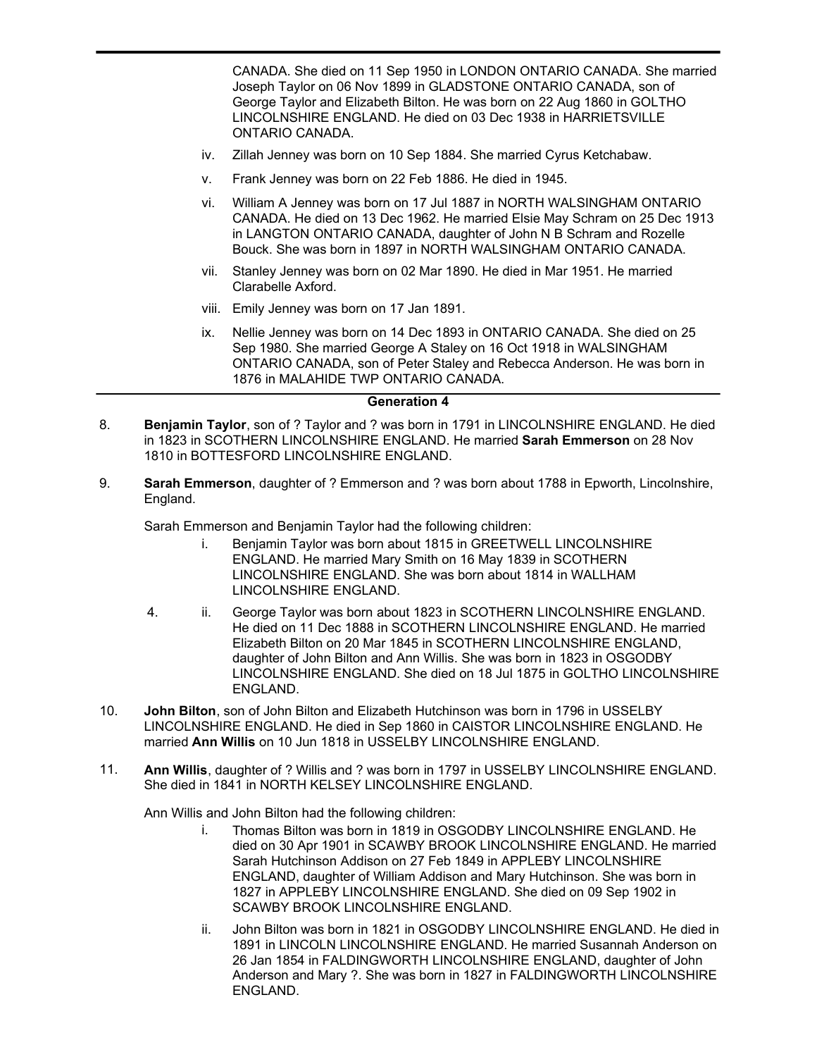CANADA. She died on 11 Sep 1950 in LONDON ONTARIO CANADA. She married Joseph Taylor on 06 Nov 1899 in GLADSTONE ONTARIO CANADA, son of George Taylor and Elizabeth Bilton. He was born on 22 Aug 1860 in GOLTHO LINCOLNSHIRE ENGLAND. He died on 03 Dec 1938 in HARRIETSVILLE ONTARIO CANADA.

iv. Zillah Jenney was born on 10 Sep 1884. She married Cyrus Ketchabaw.

v. Frank Jenney was born on 22 Feb 1886. He died in 1945.

vi. William A Jenney was born on 17 Jul 1887 in NORTH WALSINGHAM ONTARIO CANADA. He died on 13 Dec 1962. He married Elsie May Schram on 25 Dec 1913 in LANGTON ONTARIO CANADA, daughter of John N B Schram and Rozelle Bouck. She was born in 1897 in NORTH WALSINGHAM ONTARIO CANADA.

vii. Stanley Jenney was born on 02 Mar 1890. He died in Mar 1951. He married Clarabelle Axford.

viii. Emily Jenney was born on 17 Jan 1891.

ix. Nellie Jenney was born on 14 Dec 1893 in ONTARIO CANADA. She died on 25 Sep 1980. She married George A Staley on 16 Oct 1918 in WALSINGHAM ONTARIO CANADA, son of Peter Staley and Rebecca Anderson. He was born in 1876 in MALAHIDE TWP ONTARIO CANADA.

## Generation 4

8. **Benjamin Taylor**, son of ? Taylor and ? was born in 1791 in LINCOLNSHIRE ENGLAND. He died in 1823 in SCOTHERN LINCOLNSHIRE ENGLAND. He married **Sarah Emmerson** on 28 Nov 1810 in BOTTESFORD LINCOLNSHIRE ENGLAND.

9. **Sarah Emmerson**, daughter of ? Emmerson and ? was born about 1788 in Epworth, Lincolnshire, England.

Sarah Emmerson and Benjamin Taylor had the following children:

i. Benjamin Taylor was born about 1815 in GREETWELL LINCOLNSHIRE ENGLAND. He married Mary Smith on 16 May 1839 in SCOTHERN LINCOLNSHIRE ENGLAND. She was born about 1814 in WALLHAM LINCOLNSHIRE ENGLAND.

4. ii. George Taylor was born about 1823 in SCOTHERN LINCOLNSHIRE ENGLAND. He died on 11 Dec 1888 in SCOTHERN LINCOLNSHIRE ENGLAND. He married Elizabeth Bilton on 20 Mar 1845 in SCOTHERN LINCOLNSHIRE ENGLAND, daughter of John Bilton and Ann Willis. She was born in 1823 in OSGODBY LINCOLNSHIRE ENGLAND. She died on 18 Jul 1875 in GOLTHO LINCOLNSHIRE ENGLAND.

10. **John Bilton**, son of John Bilton and Elizabeth Hutchinson was born in 1796 in USSELBY LINCOLNSHIRE ENGLAND. He died in Sep 1860 in CAISTOR LINCOLNSHIRE ENGLAND. He married **Ann Willis** on 10 Jun 1818 in USSELBY LINCOLNSHIRE ENGLAND.

11. **Ann Willis**, daughter of ? Willis and ? was born in 1797 in USSELBY LINCOLNSHIRE ENGLAND. She died in 1841 in NORTH KELSEY LINCOLNSHIRE ENGLAND.

Ann Willis and John Bilton had the following children:

i. Thomas Bilton was born in 1819 in OSGODBY LINCOLNSHIRE ENGLAND. He died on 30 Apr 1901 in SCAWBY BROOK LINCOLNSHIRE ENGLAND. He married Sarah Hutchinson Addison on 27 Feb 1849 in APPLEBY LINCOLNSHIRE ENGLAND, daughter of William Addison and Mary Hutchinson. She was born in 1827 in APPLEBY LINCOLNSHIRE ENGLAND. She died on 09 Sep 1902 in SCAWBY BROOK LINCOLNSHIRE ENGLAND.

ii. John Bilton was born in 1821 in OSGODBY LINCOLNSHIRE ENGLAND. He died in 1891 in LINCOLN LINCOLNSHIRE ENGLAND. He married Susannah Anderson on 26 Jan 1854 in FALDINGWORTH LINCOLNSHIRE ENGLAND, daughter of John Anderson and Mary ?. She was born in 1827 in FALDINGWORTH LINCOLNSHIRE ENGLAND.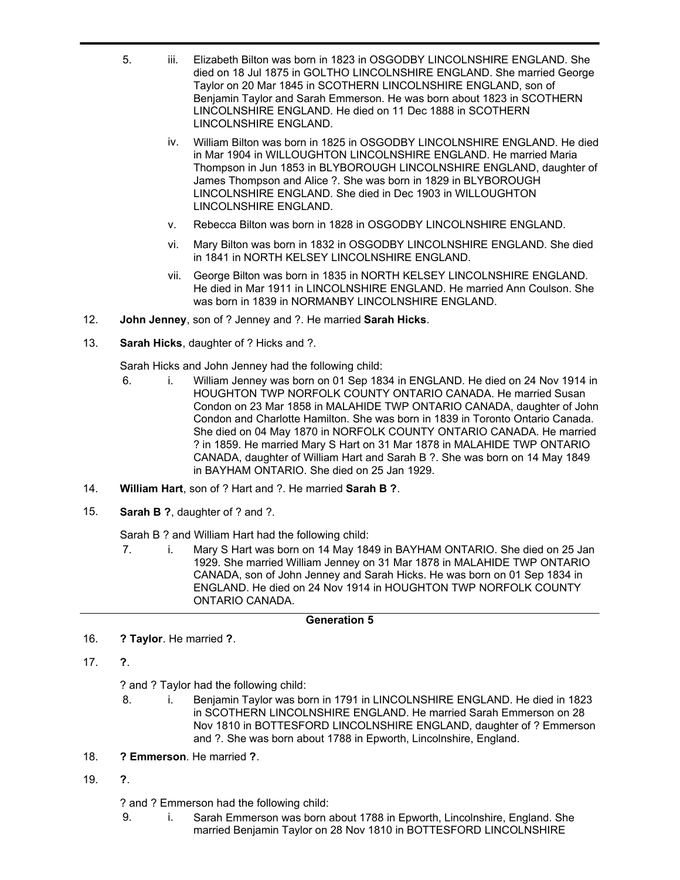5. iii. Elizabeth Bilton was born in 1823 in OSGODBY LINCOLNSHIRE ENGLAND. She died on 18 Jul 1875 in GOLTHO LINCOLNSHIRE ENGLAND. She married George Taylor on 20 Mar 1845 in SCOTHERN LINCOLNSHIRE ENGLAND, son of Benjamin Taylor and Sarah Emmerson. He was born about 1823 in SCOTHERN LINCOLNSHIRE ENGLAND. He died on 11 Dec 1888 in SCOTHERN LINCOLNSHIRE ENGLAND.

iv. William Bilton was born in 1825 in OSGODBY LINCOLNSHIRE ENGLAND. He died in Mar 1904 in WILLOUGHTON LINCOLNSHIRE ENGLAND. He married Maria Thompson in Jun 1853 in BLYBOROUGH LINCOLNSHIRE ENGLAND, daughter of James Thompson and Alice ?. She was born in 1829 in BLYBOROUGH LINCOLNSHIRE ENGLAND. She died in Dec 1903 in WILLOUGHTON LINCOLNSHIRE ENGLAND.

v. Rebecca Bilton was born in 1828 in OSGODBY LINCOLNSHIRE ENGLAND.

vi. Mary Bilton was born in 1832 in OSGODBY LINCOLNSHIRE ENGLAND. She died in 1841 in NORTH KELSEY LINCOLNSHIRE ENGLAND.

vii. George Bilton was born in 1835 in NORTH KELSEY LINCOLNSHIRE ENGLAND. He died in Mar 1911 in LINCOLNSHIRE ENGLAND. He married Ann Coulson. She was born in 1839 in NORMANBY LINCOLNSHIRE ENGLAND.

12. **John Jenney**, son of ? Jenney and ?. He married **Sarah Hicks**.

13. **Sarah Hicks**, daughter of ? Hicks and ?.

Sarah Hicks and John Jenney had the following child:

6. i. William Jenney was born on 01 Sep 1834 in ENGLAND. He died on 24 Nov 1914 in HOUGHTON TWP NORFOLK COUNTY ONTARIO CANADA. He married Susan Condon on 23 Mar 1858 in MALAHIDE TWP ONTARIO CANADA, daughter of John Condon and Charlotte Hamilton. She was born in 1839 in Toronto Ontario Canada. She died on 04 May 1870 in NORFOLK COUNTY ONTARIO CANADA. He married ? in 1859. He married Mary S Hart on 31 Mar 1878 in MALAHIDE TWP ONTARIO CANADA, daughter of William Hart and Sarah B ?. She was born on 14 May 1849 in BAYHAM ONTARIO. She died on 25 Jan 1929.

14. **William Hart**, son of ? Hart and ?. He married **Sarah B ?**.

15. **Sarah B ?**, daughter of ? and ?.

Sarah B ? and William Hart had the following child:

7. i. Mary S Hart was born on 14 May 1849 in BAYHAM ONTARIO. She died on 25 Jan 1929. She married William Jenney on 31 Mar 1878 in MALAHIDE TWP ONTARIO CANADA, son of John Jenney and Sarah Hicks. He was born on 01 Sep 1834 in ENGLAND. He died on 24 Nov 1914 in HOUGHTON TWP NORFOLK COUNTY ONTARIO CANADA.

## Generation 5

16. **? Taylor**. He married **?**.

17. **?**.

? and ? Taylor had the following child:

8. i. Benjamin Taylor was born in 1791 in LINCOLNSHIRE ENGLAND. He died in 1823 in SCOTHERN LINCOLNSHIRE ENGLAND. He married Sarah Emmerson on 28 Nov 1810 in BOTTESFORD LINCOLNSHIRE ENGLAND, daughter of ? Emmerson and ?. She was born about 1788 in Epworth, Lincolnshire, England.

18. **? Emmerson**. He married **?**.

19. **?**.

? and ? Emmerson had the following child:

9. i. Sarah Emmerson was born about 1788 in Epworth, Lincolnshire, England. She married Benjamin Taylor on 28 Nov 1810 in BOTTESFORD LINCOLNSHIRE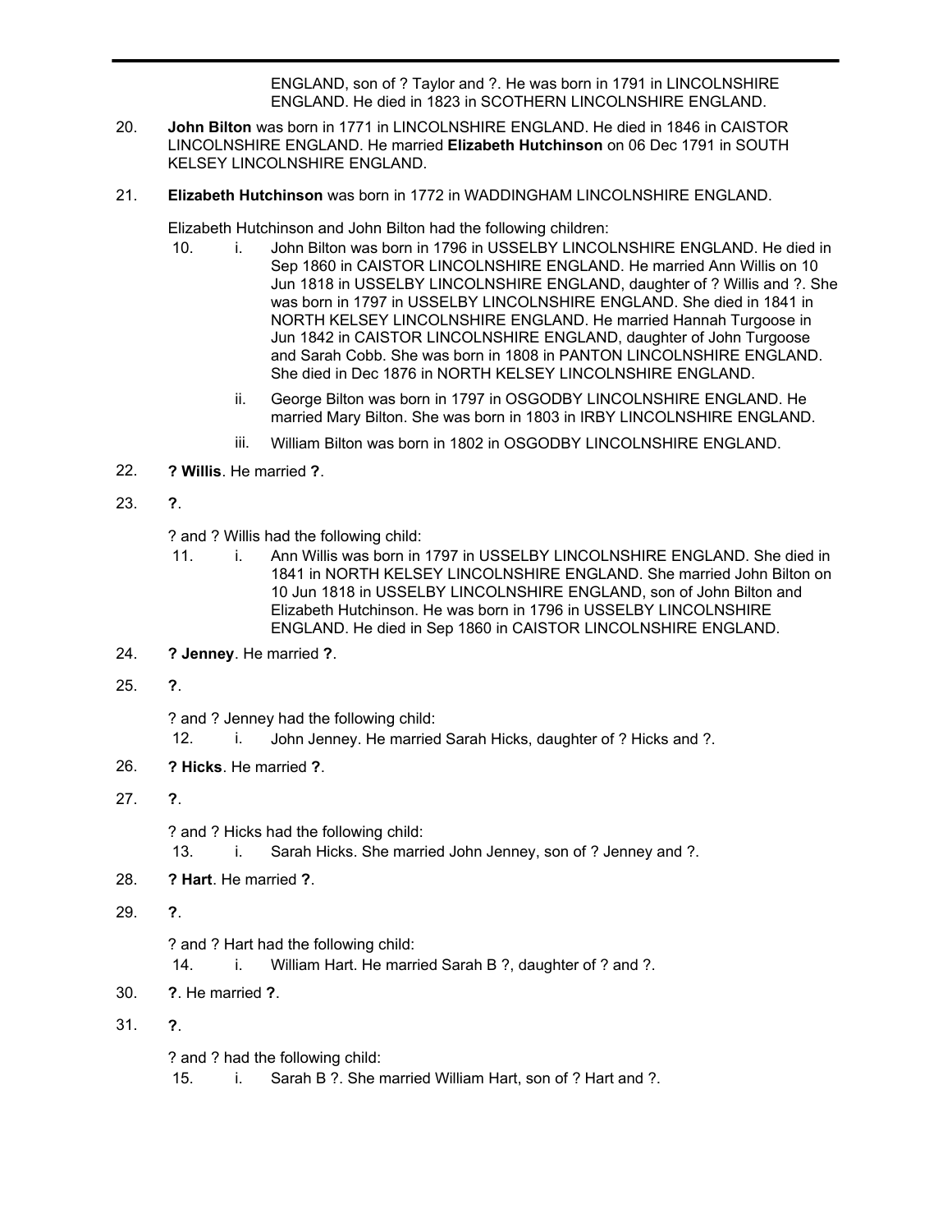ENGLAND, son of ? Taylor and ?. He was born in 1791 in LINCOLNSHIRE ENGLAND. He died in 1823 in SCOTHERN LINCOLNSHIRE ENGLAND.

20. **John Bilton** was born in 1771 in LINCOLNSHIRE ENGLAND. He died in 1846 in CAISTOR LINCOLNSHIRE ENGLAND. He married **Elizabeth Hutchinson** on 06 Dec 1791 in SOUTH KELSEY LINCOLNSHIRE ENGLAND.

21. **Elizabeth Hutchinson** was born in 1772 in WADDINGHAM LINCOLNSHIRE ENGLAND.

Elizabeth Hutchinson and John Bilton had the following children:

10. i. John Bilton was born in 1796 in USSELBY LINCOLNSHIRE ENGLAND. He died in Sep 1860 in CAISTOR LINCOLNSHIRE ENGLAND. He married Ann Willis on 10 Jun 1818 in USSELBY LINCOLNSHIRE ENGLAND, daughter of ? Willis and ?. She was born in 1797 in USSELBY LINCOLNSHIRE ENGLAND. She died in 1841 in NORTH KELSEY LINCOLNSHIRE ENGLAND. He married Hannah Turgoose in Jun 1842 in CAISTOR LINCOLNSHIRE ENGLAND, daughter of John Turgoose and Sarah Cobb. She was born in 1808 in PANTON LINCOLNSHIRE ENGLAND. She died in Dec 1876 in NORTH KELSEY LINCOLNSHIRE ENGLAND.

ii. George Bilton was born in 1797 in OSGODBY LINCOLNSHIRE ENGLAND. He married Mary Bilton. She was born in 1803 in IRBY LINCOLNSHIRE ENGLAND.

iii. William Bilton was born in 1802 in OSGODBY LINCOLNSHIRE ENGLAND.

22. **? Willis**. He married **?**.

23. **?**.

? and ? Willis had the following child:

11. i. Ann Willis was born in 1797 in USSELBY LINCOLNSHIRE ENGLAND. She died in 1841 in NORTH KELSEY LINCOLNSHIRE ENGLAND. She married John Bilton on 10 Jun 1818 in USSELBY LINCOLNSHIRE ENGLAND, son of John Bilton and Elizabeth Hutchinson. He was born in 1796 in USSELBY LINCOLNSHIRE ENGLAND. He died in Sep 1860 in CAISTOR LINCOLNSHIRE ENGLAND.

24. **? Jenney**. He married **?**.

25. **?**.

? and ? Jenney had the following child:

12. i. John Jenney. He married Sarah Hicks, daughter of ? Hicks and ?.

26. **? Hicks**. He married **?**.

27. **?**.

? and ? Hicks had the following child:

13. i. Sarah Hicks. She married John Jenney, son of ? Jenney and ?.

28. **? Hart**. He married **?**.

29. **?**.

? and ? Hart had the following child:

14. i. William Hart. He married Sarah B ?, daughter of ? and ?.

30. **?**. He married **?**.

31. **?**.

? and ? had the following child:

15. i. Sarah B ?. She married William Hart, son of ? Hart and ?.